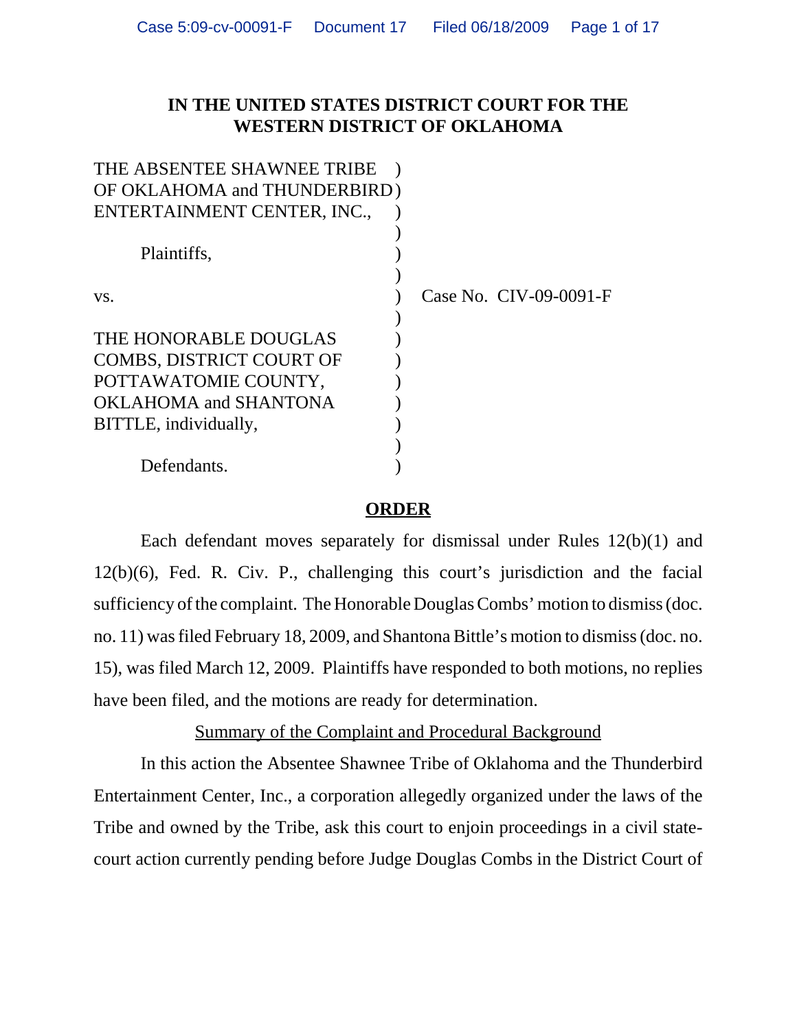**IN THE UNITED STATES DISTRICT COURT FOR THE WESTERN DISTRICT OF OKLAHOMA**

| | | |
|---|---|---|
| THE ABSENTEE SHAWNEE TRIBE OF OKLAHOMA and THUNDERBIRD ENTERTAINMENT CENTER, INC., | ) | |
| Plaintiffs, | ) | |
| vs. | ) | Case No. CIV-09-0091-F |
| THE HONORABLE DOUGLAS COMBS, DISTRICT COURT OF POTTAWATOMIE COUNTY, OKLAHOMA and SHANTONA BITTLE, individually, | ) | |
| Defendants. | ) | |

## ORDER

Each defendant moves separately for dismissal under Rules 12(b)(1) and 12(b)(6), Fed. R. Civ. P., challenging this court's jurisdiction and the facial sufficiency of the complaint. The Honorable Douglas Combs' motion to dismiss (doc. no. 11) was filed February 18, 2009, and Shantona Bittle's motion to dismiss (doc. no. 15), was filed March 12, 2009. Plaintiffs have responded to both motions, no replies have been filed, and the motions are ready for determination.

Summary of the Complaint and Procedural Background

In this action the Absentee Shawnee Tribe of Oklahoma and the Thunderbird Entertainment Center, Inc., a corporation allegedly organized under the laws of the Tribe and owned by the Tribe, ask this court to enjoin proceedings in a civil state-court action currently pending before Judge Douglas Combs in the District Court of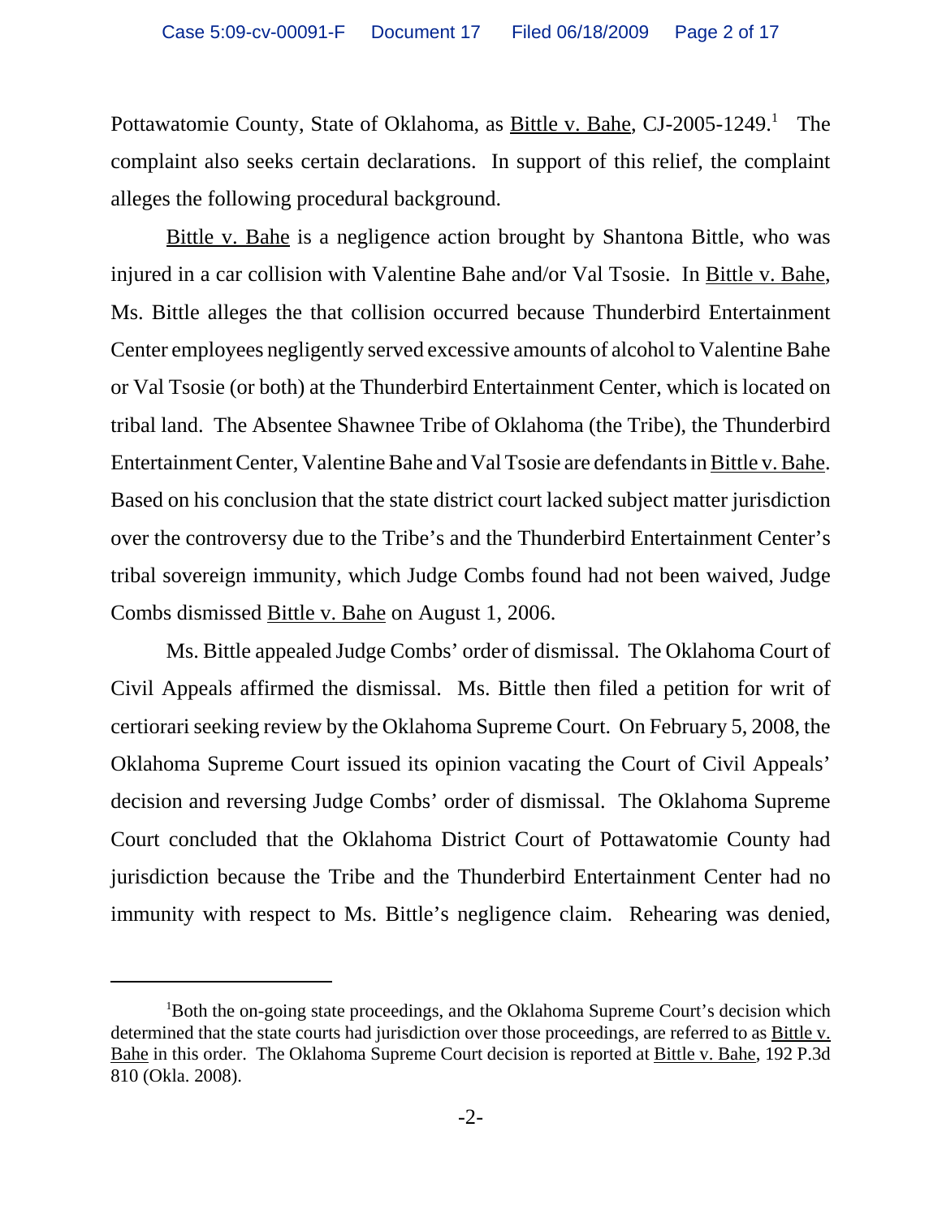Pottawatomie County, State of Oklahoma, as Bittle v. Bahe, CJ-2005-1249.[1] The complaint also seeks certain declarations. In support of this relief, the complaint alleges the following procedural background.

Bittle v. Bahe is a negligence action brought by Shantona Bittle, who was injured in a car collision with Valentine Bahe and/or Val Tsosie. In Bittle v. Bahe, Ms. Bittle alleges the that collision occurred because Thunderbird Entertainment Center employees negligently served excessive amounts of alcohol to Valentine Bahe or Val Tsosie (or both) at the Thunderbird Entertainment Center, which is located on tribal land. The Absentee Shawnee Tribe of Oklahoma (the Tribe), the Thunderbird Entertainment Center, Valentine Bahe and Val Tsosie are defendants in Bittle v. Bahe. Based on his conclusion that the state district court lacked subject matter jurisdiction over the controversy due to the Tribe's and the Thunderbird Entertainment Center's tribal sovereign immunity, which Judge Combs found had not been waived, Judge Combs dismissed Bittle v. Bahe on August 1, 2006.

Ms. Bittle appealed Judge Combs' order of dismissal. The Oklahoma Court of Civil Appeals affirmed the dismissal. Ms. Bittle then filed a petition for writ of certiorari seeking review by the Oklahoma Supreme Court. On February 5, 2008, the Oklahoma Supreme Court issued its opinion vacating the Court of Civil Appeals' decision and reversing Judge Combs' order of dismissal. The Oklahoma Supreme Court concluded that the Oklahoma District Court of Pottawatomie County had jurisdiction because the Tribe and the Thunderbird Entertainment Center had no immunity with respect to Ms. Bittle's negligence claim. Rehearing was denied,

---

[1] Both the on-going state proceedings, and the Oklahoma Supreme Court's decision which determined that the state courts had jurisdiction over those proceedings, are referred to as Bittle v. Bahe in this order. The Oklahoma Supreme Court decision is reported at Bittle v. Bahe, 192 P.3d 810 (Okla. 2008).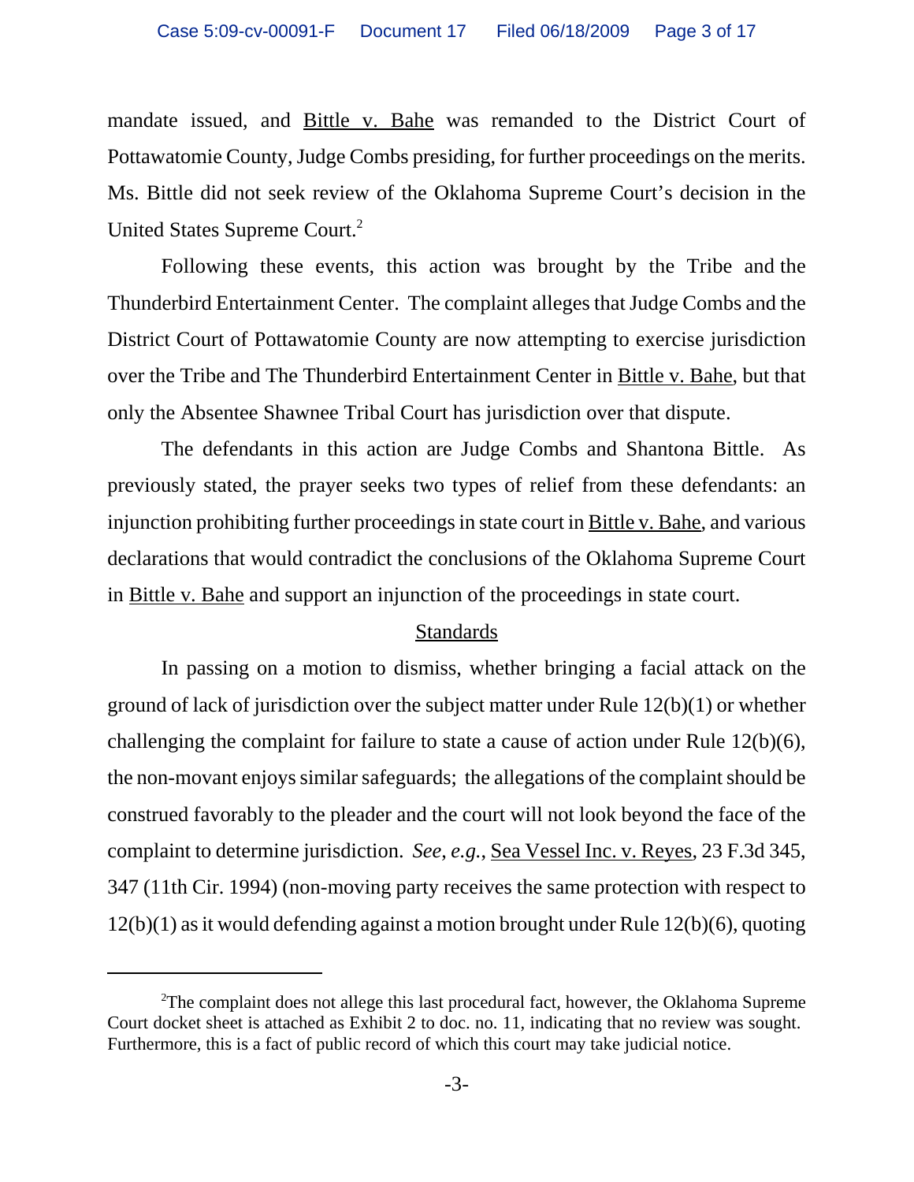mandate issued, and Bittle v. Bahe was remanded to the District Court of Pottawatomie County, Judge Combs presiding, for further proceedings on the merits. Ms. Bittle did not seek review of the Oklahoma Supreme Court's decision in the United States Supreme Court.[2]

Following these events, this action was brought by the Tribe and the Thunderbird Entertainment Center. The complaint alleges that Judge Combs and the District Court of Pottawatomie County are now attempting to exercise jurisdiction over the Tribe and The Thunderbird Entertainment Center in Bittle v. Bahe, but that only the Absentee Shawnee Tribal Court has jurisdiction over that dispute.

The defendants in this action are Judge Combs and Shantona Bittle. As previously stated, the prayer seeks two types of relief from these defendants: an injunction prohibiting further proceedings in state court in Bittle v. Bahe, and various declarations that would contradict the conclusions of the Oklahoma Supreme Court in Bittle v. Bahe and support an injunction of the proceedings in state court.

## Standards

In passing on a motion to dismiss, whether bringing a facial attack on the ground of lack of jurisdiction over the subject matter under Rule 12(b)(1) or whether challenging the complaint for failure to state a cause of action under Rule 12(b)(6), the non-movant enjoys similar safeguards; the allegations of the complaint should be construed favorably to the pleader and the court will not look beyond the face of the complaint to determine jurisdiction. *See*, *e.g.*, Sea Vessel Inc. v. Reyes, 23 F.3d 345, 347 (11th Cir. 1994) (non-moving party receives the same protection with respect to 12(b)(1) as it would defending against a motion brought under Rule 12(b)(6), quoting

---

[2]The complaint does not allege this last procedural fact, however, the Oklahoma Supreme Court docket sheet is attached as Exhibit 2 to doc. no. 11, indicating that no review was sought. Furthermore, this is a fact of public record of which this court may take judicial notice.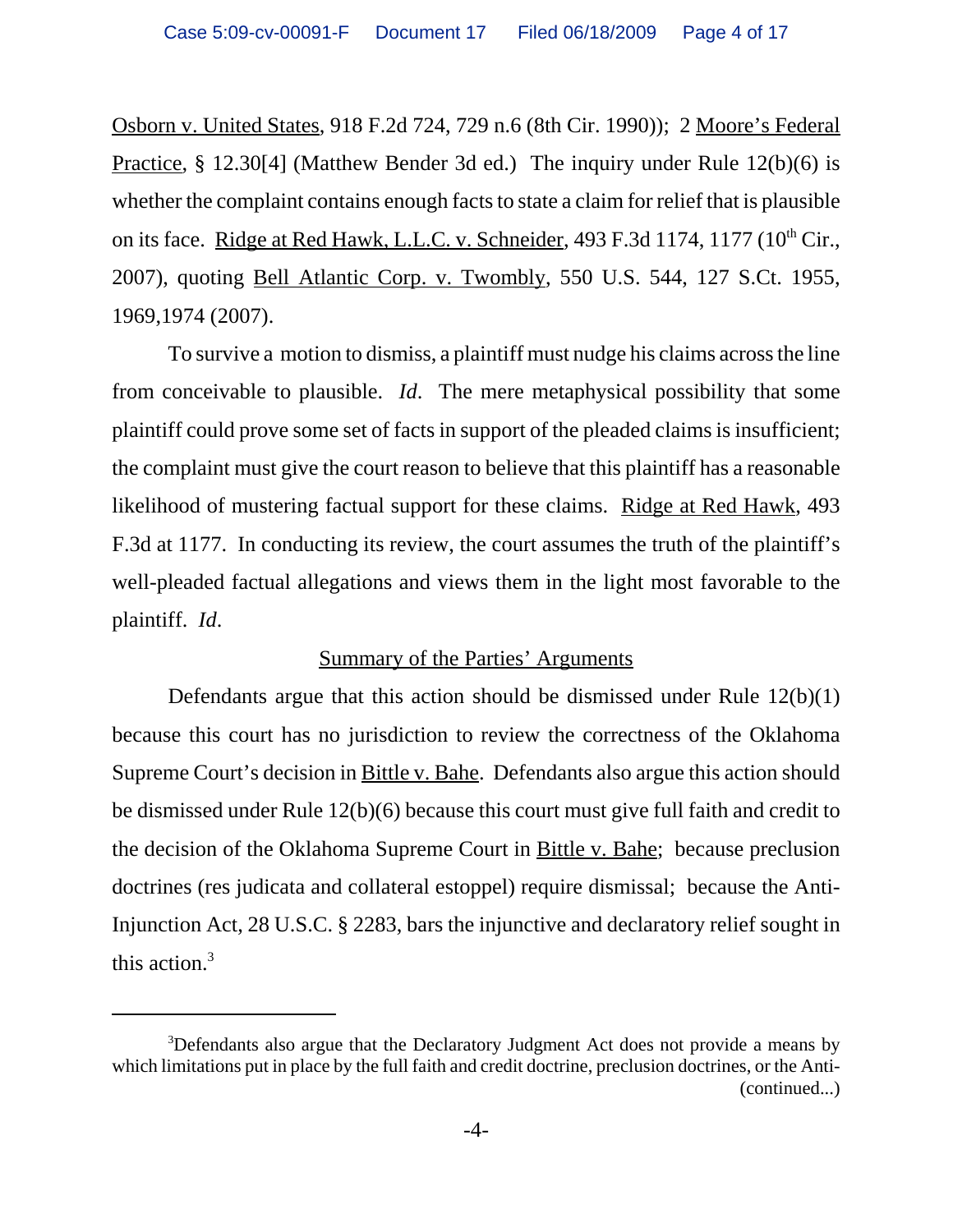Osborn v. United States, 918 F.2d 724, 729 n.6 (8th Cir. 1990)); 2 Moore's Federal Practice, § 12.30[4] (Matthew Bender 3d ed.) The inquiry under Rule 12(b)(6) is whether the complaint contains enough facts to state a claim for relief that is plausible on its face. Ridge at Red Hawk, L.L.C. v. Schneider, 493 F.3d 1174, 1177 (10th Cir., 2007), quoting Bell Atlantic Corp. v. Twombly, 550 U.S. 544, 127 S.Ct. 1955, 1969,1974 (2007).

To survive a motion to dismiss, a plaintiff must nudge his claims across the line from conceivable to plausible. *Id*. The mere metaphysical possibility that some plaintiff could prove some set of facts in support of the pleaded claims is insufficient; the complaint must give the court reason to believe that this plaintiff has a reasonable likelihood of mustering factual support for these claims. Ridge at Red Hawk, 493 F.3d at 1177. In conducting its review, the court assumes the truth of the plaintiff's well-pleaded factual allegations and views them in the light most favorable to the plaintiff. *Id*.

## Summary of the Parties' Arguments

Defendants argue that this action should be dismissed under Rule 12(b)(1) because this court has no jurisdiction to review the correctness of the Oklahoma Supreme Court's decision in Bittle v. Bahe. Defendants also argue this action should be dismissed under Rule 12(b)(6) because this court must give full faith and credit to the decision of the Oklahoma Supreme Court in Bittle v. Bahe; because preclusion doctrines (res judicata and collateral estoppel) require dismissal; because the Anti-Injunction Act, 28 U.S.C. § 2283, bars the injunctive and declaratory relief sought in this action.[3]

---

[3]Defendants also argue that the Declaratory Judgment Act does not provide a means by which limitations put in place by the full faith and credit doctrine, preclusion doctrines, or the Anti-(continued...)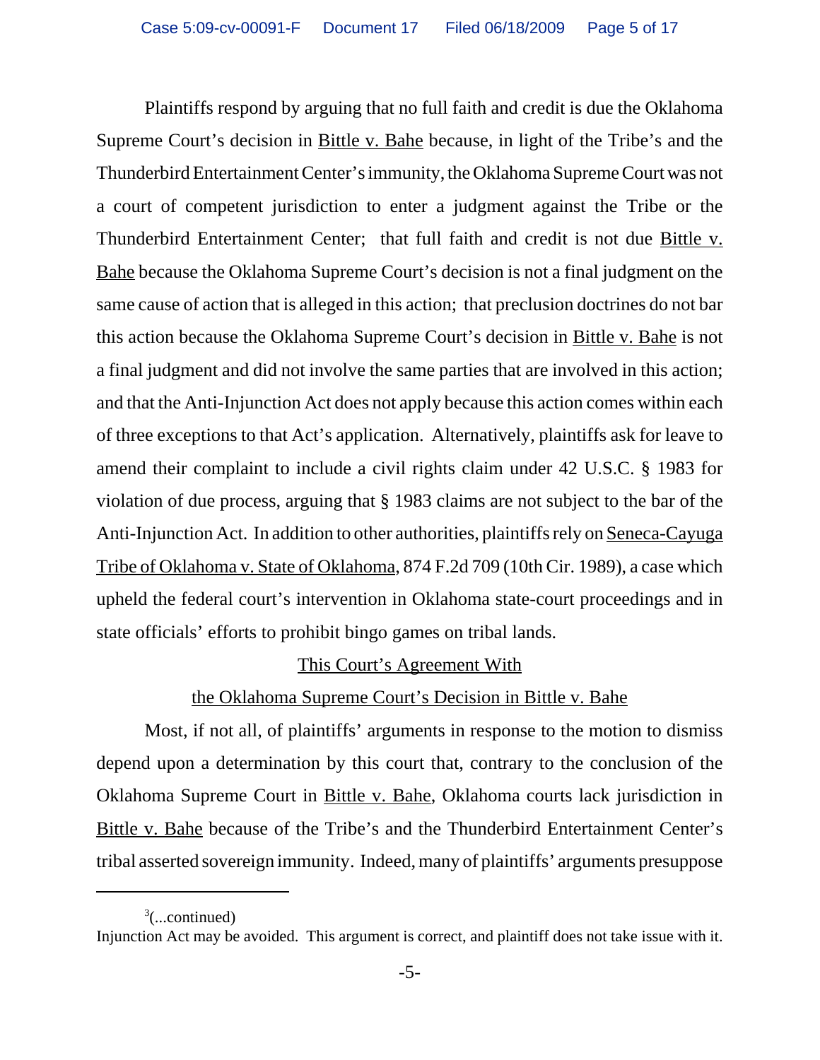Plaintiffs respond by arguing that no full faith and credit is due the Oklahoma Supreme Court's decision in Bittle v. Bahe because, in light of the Tribe's and the Thunderbird Entertainment Center's immunity, the Oklahoma Supreme Court was not a court of competent jurisdiction to enter a judgment against the Tribe or the Thunderbird Entertainment Center; that full faith and credit is not due Bittle v. Bahe because the Oklahoma Supreme Court's decision is not a final judgment on the same cause of action that is alleged in this action; that preclusion doctrines do not bar this action because the Oklahoma Supreme Court's decision in Bittle v. Bahe is not a final judgment and did not involve the same parties that are involved in this action; and that the Anti-Injunction Act does not apply because this action comes within each of three exceptions to that Act's application. Alternatively, plaintiffs ask for leave to amend their complaint to include a civil rights claim under 42 U.S.C. § 1983 for violation of due process, arguing that § 1983 claims are not subject to the bar of the Anti-Injunction Act. In addition to other authorities, plaintiffs rely on Seneca-Cayuga Tribe of Oklahoma v. State of Oklahoma, 874 F.2d 709 (10th Cir. 1989), a case which upheld the federal court's intervention in Oklahoma state-court proceedings and in state officials' efforts to prohibit bingo games on tribal lands.

## This Court's Agreement With the Oklahoma Supreme Court's Decision in Bittle v. Bahe

Most, if not all, of plaintiffs' arguments in response to the motion to dismiss depend upon a determination by this court that, contrary to the conclusion of the Oklahoma Supreme Court in Bittle v. Bahe, Oklahoma courts lack jurisdiction in Bittle v. Bahe because of the Tribe's and the Thunderbird Entertainment Center's tribal asserted sovereign immunity. Indeed, many of plaintiffs' arguments presuppose

---

[3](...continued)
Injunction Act may be avoided. This argument is correct, and plaintiff does not take issue with it.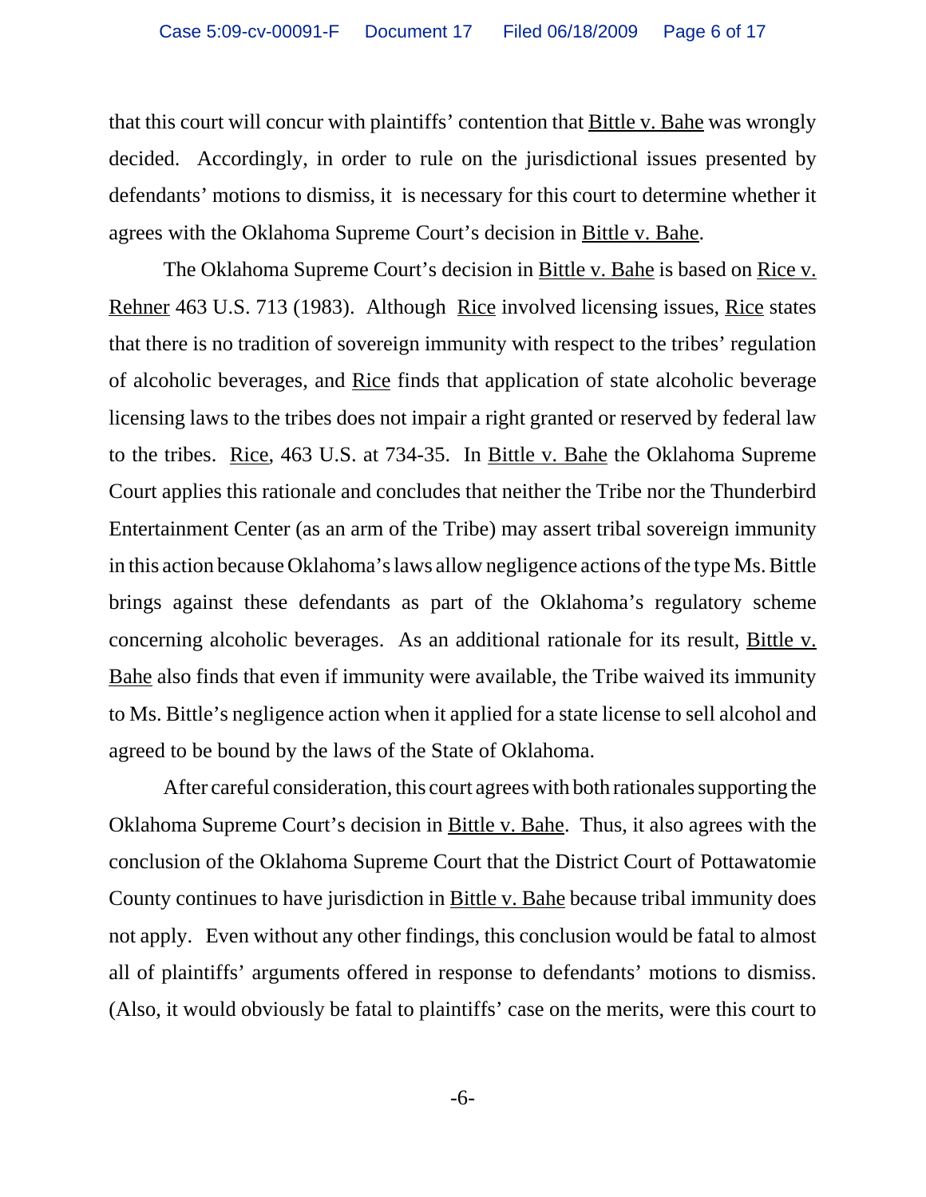that this court will concur with plaintiffs' contention that Bittle v. Bahe was wrongly decided. Accordingly, in order to rule on the jurisdictional issues presented by defendants' motions to dismiss, it is necessary for this court to determine whether it agrees with the Oklahoma Supreme Court's decision in Bittle v. Bahe.

The Oklahoma Supreme Court's decision in Bittle v. Bahe is based on Rice v. Rehner 463 U.S. 713 (1983). Although Rice involved licensing issues, Rice states that there is no tradition of sovereign immunity with respect to the tribes' regulation of alcoholic beverages, and Rice finds that application of state alcoholic beverage licensing laws to the tribes does not impair a right granted or reserved by federal law to the tribes. Rice, 463 U.S. at 734-35. In Bittle v. Bahe the Oklahoma Supreme Court applies this rationale and concludes that neither the Tribe nor the Thunderbird Entertainment Center (as an arm of the Tribe) may assert tribal sovereign immunity in this action because Oklahoma's laws allow negligence actions of the type Ms. Bittle brings against these defendants as part of the Oklahoma's regulatory scheme concerning alcoholic beverages. As an additional rationale for its result, Bittle v. Bahe also finds that even if immunity were available, the Tribe waived its immunity to Ms. Bittle's negligence action when it applied for a state license to sell alcohol and agreed to be bound by the laws of the State of Oklahoma.

After careful consideration, this court agrees with both rationales supporting the Oklahoma Supreme Court's decision in Bittle v. Bahe. Thus, it also agrees with the conclusion of the Oklahoma Supreme Court that the District Court of Pottawatomie County continues to have jurisdiction in Bittle v. Bahe because tribal immunity does not apply. Even without any other findings, this conclusion would be fatal to almost all of plaintiffs' arguments offered in response to defendants' motions to dismiss. (Also, it would obviously be fatal to plaintiffs' case on the merits, were this court to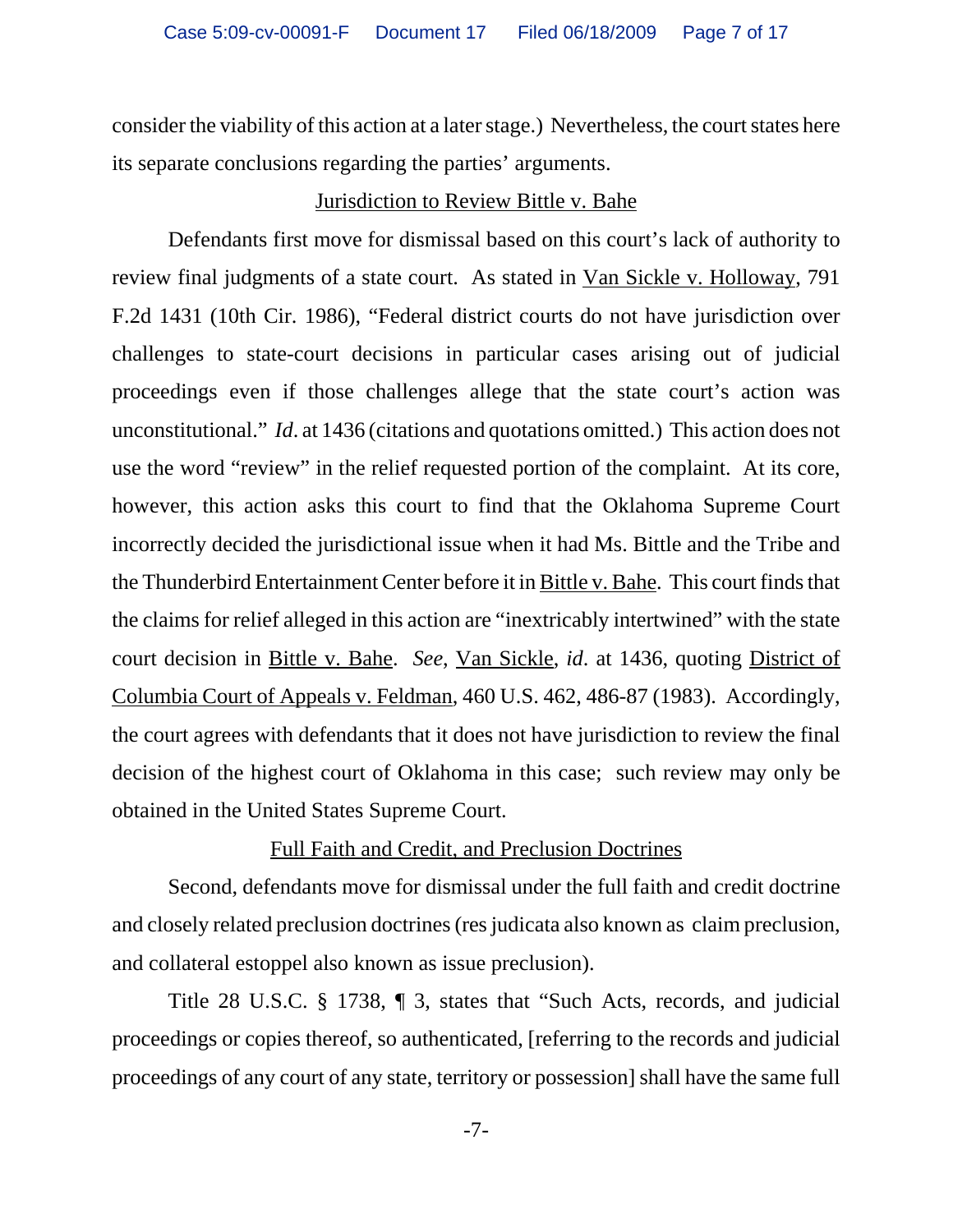consider the viability of this action at a later stage.) Nevertheless, the court states here its separate conclusions regarding the parties' arguments.

<u>Jurisdiction to Review Bittle v. Bahe</u>

Defendants first move for dismissal based on this court's lack of authority to review final judgments of a state court. As stated in <u>Van Sickle v. Holloway</u>, 791 F.2d 1431 (10th Cir. 1986), "Federal district courts do not have jurisdiction over challenges to state-court decisions in particular cases arising out of judicial proceedings even if those challenges allege that the state court's action was unconstitutional." *Id*. at 1436 (citations and quotations omitted.) This action does not use the word "review" in the relief requested portion of the complaint. At its core, however, this action asks this court to find that the Oklahoma Supreme Court incorrectly decided the jurisdictional issue when it had Ms. Bittle and the Tribe and the Thunderbird Entertainment Center before it in <u>Bittle v. Bahe</u>. This court finds that the claims for relief alleged in this action are "inextricably intertwined" with the state court decision in <u>Bittle v. Bahe</u>. *See*, <u>Van Sickle</u>, *id*. at 1436, quoting <u>District of Columbia Court of Appeals v. Feldman</u>, 460 U.S. 462, 486-87 (1983). Accordingly, the court agrees with defendants that it does not have jurisdiction to review the final decision of the highest court of Oklahoma in this case; such review may only be obtained in the United States Supreme Court.

<u>Full Faith and Credit, and Preclusion Doctrines</u>

Second, defendants move for dismissal under the full faith and credit doctrine and closely related preclusion doctrines (res judicata also known as claim preclusion, and collateral estoppel also known as issue preclusion).

Title 28 U.S.C. § 1738, ¶ 3, states that "Such Acts, records, and judicial proceedings or copies thereof, so authenticated, [referring to the records and judicial proceedings of any court of any state, territory or possession] shall have the same full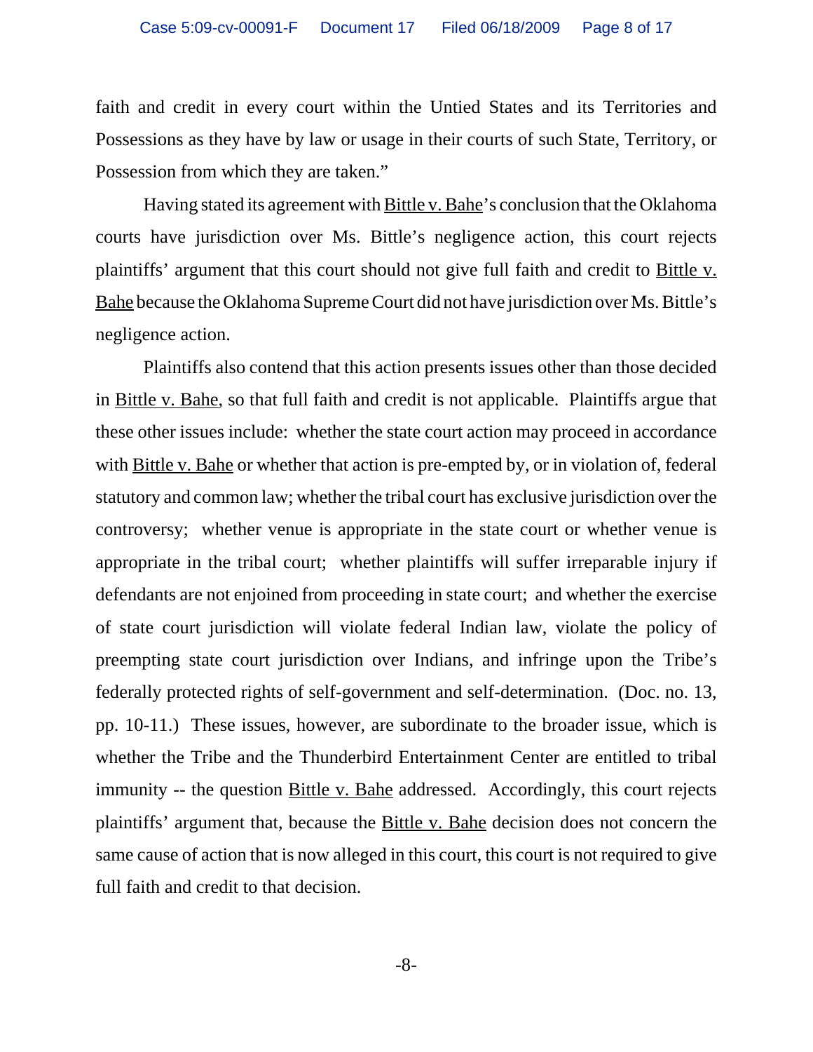faith and credit in every court within the Untied States and its Territories and Possessions as they have by law or usage in their courts of such State, Territory, or Possession from which they are taken."

Having stated its agreement with Bittle v. Bahe's conclusion that the Oklahoma courts have jurisdiction over Ms. Bittle's negligence action, this court rejects plaintiffs' argument that this court should not give full faith and credit to Bittle v. Bahe because the Oklahoma Supreme Court did not have jurisdiction over Ms. Bittle's negligence action.

Plaintiffs also contend that this action presents issues other than those decided in Bittle v. Bahe, so that full faith and credit is not applicable. Plaintiffs argue that these other issues include: whether the state court action may proceed in accordance with Bittle v. Bahe or whether that action is pre-empted by, or in violation of, federal statutory and common law; whether the tribal court has exclusive jurisdiction over the controversy; whether venue is appropriate in the state court or whether venue is appropriate in the tribal court; whether plaintiffs will suffer irreparable injury if defendants are not enjoined from proceeding in state court; and whether the exercise of state court jurisdiction will violate federal Indian law, violate the policy of preempting state court jurisdiction over Indians, and infringe upon the Tribe's federally protected rights of self-government and self-determination. (Doc. no. 13, pp. 10-11.) These issues, however, are subordinate to the broader issue, which is whether the Tribe and the Thunderbird Entertainment Center are entitled to tribal immunity -- the question Bittle v. Bahe addressed. Accordingly, this court rejects plaintiffs' argument that, because the Bittle v. Bahe decision does not concern the same cause of action that is now alleged in this court, this court is not required to give full faith and credit to that decision.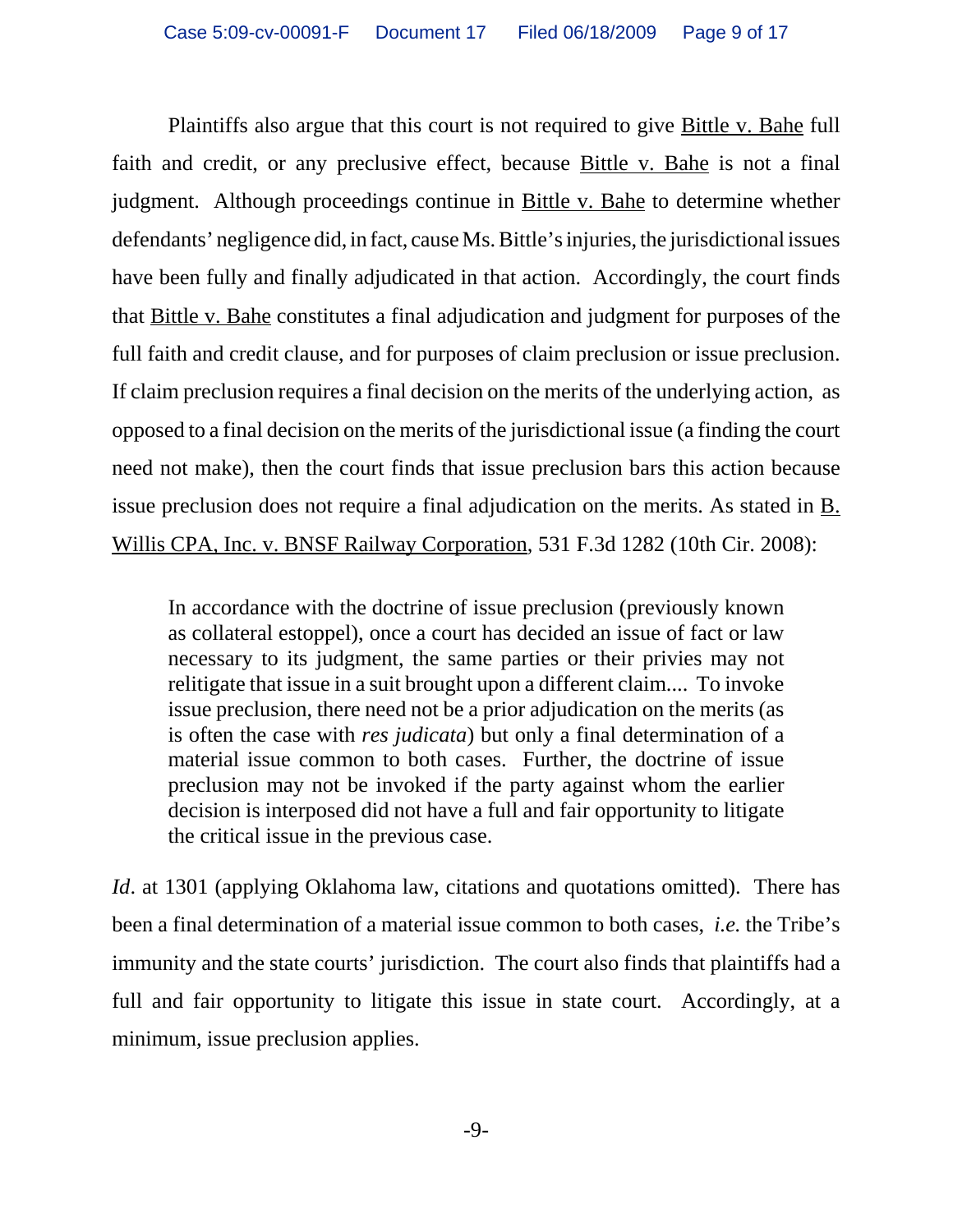Plaintiffs also argue that this court is not required to give Bittle v. Bahe full faith and credit, or any preclusive effect, because Bittle v. Bahe is not a final judgment. Although proceedings continue in Bittle v. Bahe to determine whether defendants' negligence did, in fact, cause Ms. Bittle's injuries, the jurisdictional issues have been fully and finally adjudicated in that action. Accordingly, the court finds that Bittle v. Bahe constitutes a final adjudication and judgment for purposes of the full faith and credit clause, and for purposes of claim preclusion or issue preclusion. If claim preclusion requires a final decision on the merits of the underlying action, as opposed to a final decision on the merits of the jurisdictional issue (a finding the court need not make), then the court finds that issue preclusion bars this action because issue preclusion does not require a final adjudication on the merits. As stated in B. Willis CPA, Inc. v. BNSF Railway Corporation, 531 F.3d 1282 (10th Cir. 2008):

> In accordance with the doctrine of issue preclusion (previously known as collateral estoppel), once a court has decided an issue of fact or law necessary to its judgment, the same parties or their privies may not relitigate that issue in a suit brought upon a different claim.... To invoke issue preclusion, there need not be a prior adjudication on the merits (as is often the case with *res judicata*) but only a final determination of a material issue common to both cases. Further, the doctrine of issue preclusion may not be invoked if the party against whom the earlier decision is interposed did not have a full and fair opportunity to litigate the critical issue in the previous case.

*Id*. at 1301 (applying Oklahoma law, citations and quotations omitted). There has been a final determination of a material issue common to both cases, *i.e.* the Tribe's immunity and the state courts' jurisdiction. The court also finds that plaintiffs had a full and fair opportunity to litigate this issue in state court. Accordingly, at a minimum, issue preclusion applies.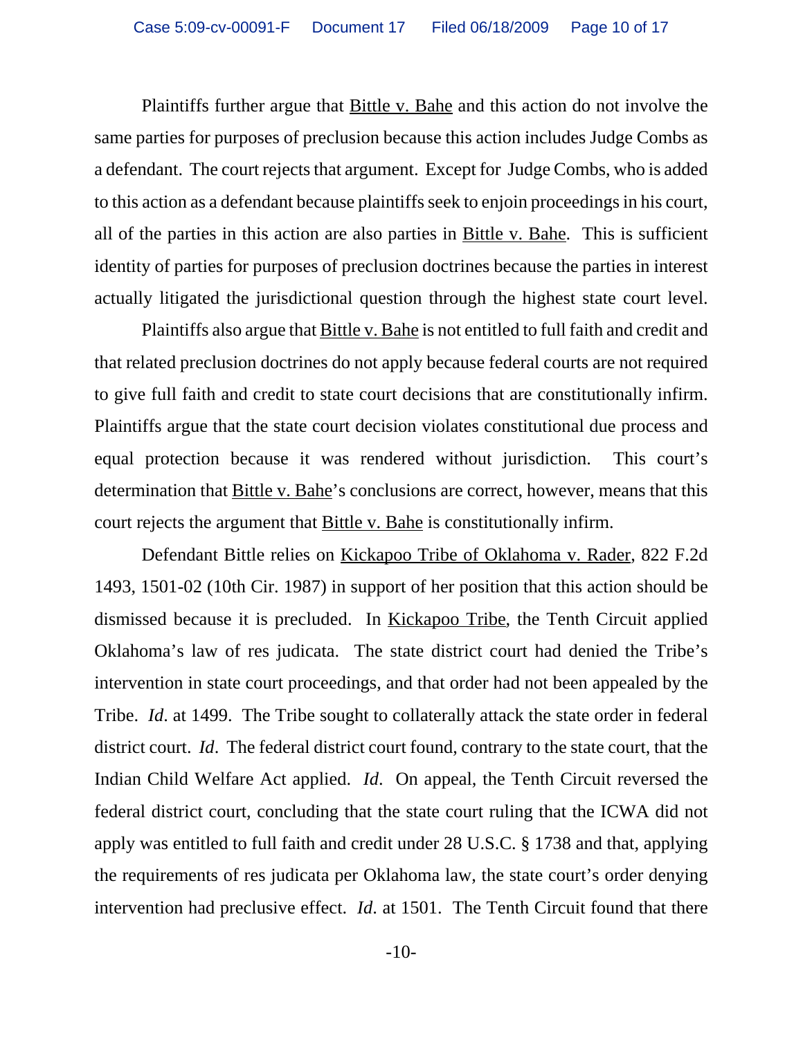Plaintiffs further argue that Bittle v. Bahe and this action do not involve the same parties for purposes of preclusion because this action includes Judge Combs as a defendant. The court rejects that argument. Except for Judge Combs, who is added to this action as a defendant because plaintiffs seek to enjoin proceedings in his court, all of the parties in this action are also parties in Bittle v. Bahe. This is sufficient identity of parties for purposes of preclusion doctrines because the parties in interest actually litigated the jurisdictional question through the highest state court level.

Plaintiffs also argue that Bittle v. Bahe is not entitled to full faith and credit and that related preclusion doctrines do not apply because federal courts are not required to give full faith and credit to state court decisions that are constitutionally infirm. Plaintiffs argue that the state court decision violates constitutional due process and equal protection because it was rendered without jurisdiction. This court's determination that Bittle v. Bahe's conclusions are correct, however, means that this court rejects the argument that Bittle v. Bahe is constitutionally infirm.

Defendant Bittle relies on Kickapoo Tribe of Oklahoma v. Rader, 822 F.2d 1493, 1501-02 (10th Cir. 1987) in support of her position that this action should be dismissed because it is precluded. In Kickapoo Tribe, the Tenth Circuit applied Oklahoma's law of res judicata. The state district court had denied the Tribe's intervention in state court proceedings, and that order had not been appealed by the Tribe. *Id*. at 1499. The Tribe sought to collaterally attack the state order in federal district court. *Id*. The federal district court found, contrary to the state court, that the Indian Child Welfare Act applied. *Id*. On appeal, the Tenth Circuit reversed the federal district court, concluding that the state court ruling that the ICWA did not apply was entitled to full faith and credit under 28 U.S.C. § 1738 and that, applying the requirements of res judicata per Oklahoma law, the state court's order denying intervention had preclusive effect. *Id*. at 1501. The Tenth Circuit found that there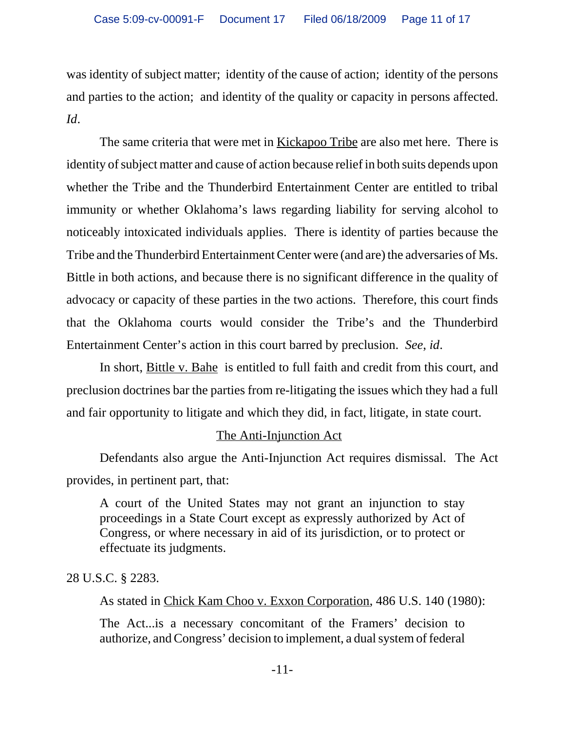was identity of subject matter; identity of the cause of action; identity of the persons and parties to the action; and identity of the quality or capacity in persons affected. *Id*.

The same criteria that were met in Kickapoo Tribe are also met here. There is identity of subject matter and cause of action because relief in both suits depends upon whether the Tribe and the Thunderbird Entertainment Center are entitled to tribal immunity or whether Oklahoma's laws regarding liability for serving alcohol to noticeably intoxicated individuals applies. There is identity of parties because the Tribe and the Thunderbird Entertainment Center were (and are) the adversaries of Ms. Bittle in both actions, and because there is no significant difference in the quality of advocacy or capacity of these parties in the two actions. Therefore, this court finds that the Oklahoma courts would consider the Tribe's and the Thunderbird Entertainment Center's action in this court barred by preclusion. *See*, *id*.

In short, Bittle v. Bahe is entitled to full faith and credit from this court, and preclusion doctrines bar the parties from re-litigating the issues which they had a full and fair opportunity to litigate and which they did, in fact, litigate, in state court.

## The Anti-Injunction Act

Defendants also argue the Anti-Injunction Act requires dismissal. The Act provides, in pertinent part, that:

> A court of the United States may not grant an injunction to stay proceedings in a State Court except as expressly authorized by Act of Congress, or where necessary in aid of its jurisdiction, or to protect or effectuate its judgments.

28 U.S.C. § 2283.

As stated in Chick Kam Choo v. Exxon Corporation, 486 U.S. 140 (1980):

> The Act...is a necessary concomitant of the Framers' decision to authorize, and Congress' decision to implement, a dual system of federal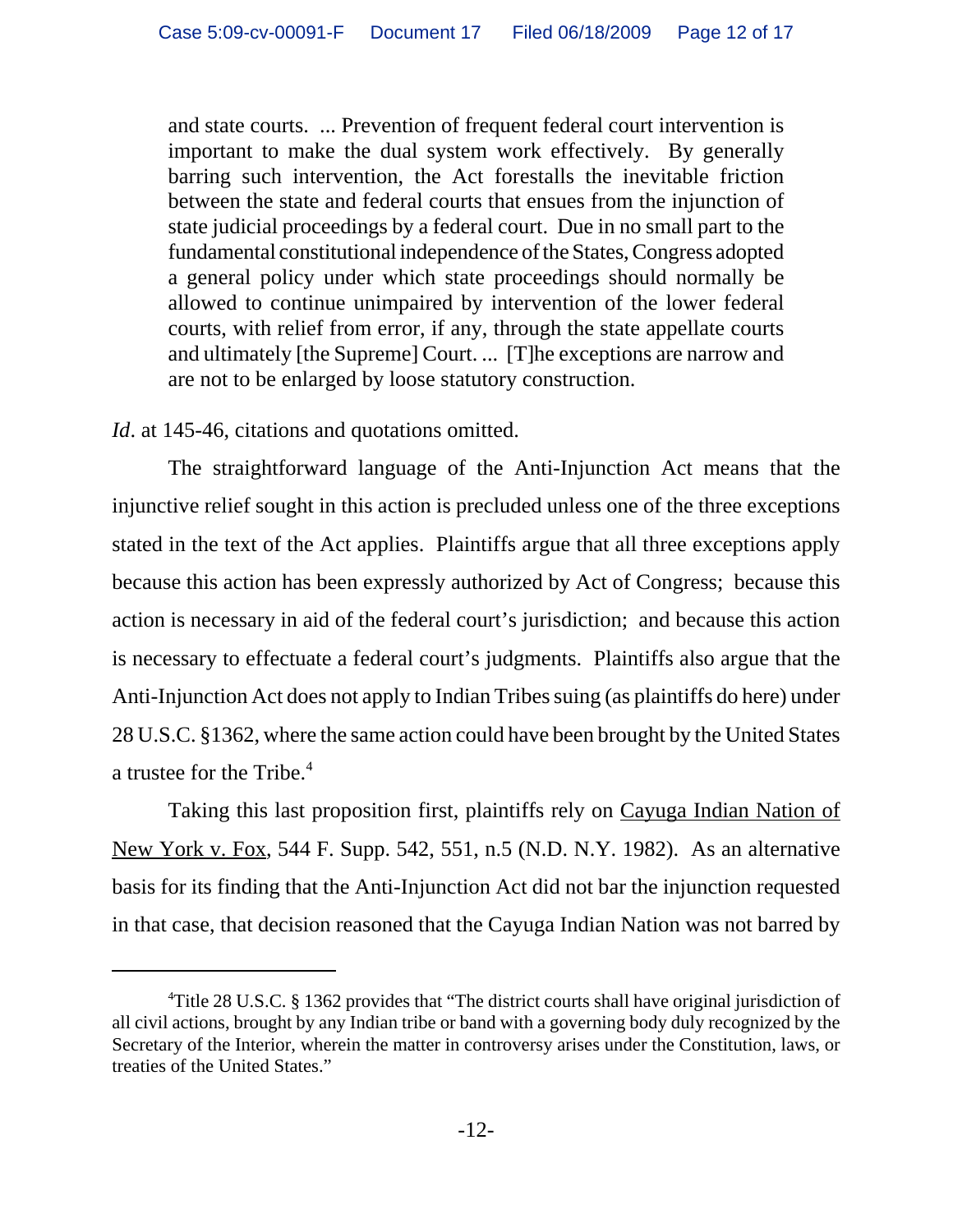> and state courts. ... Prevention of frequent federal court intervention is important to make the dual system work effectively. By generally barring such intervention, the Act forestalls the inevitable friction between the state and federal courts that ensues from the injunction of state judicial proceedings by a federal court. Due in no small part to the fundamental constitutional independence of the States, Congress adopted a general policy under which state proceedings should normally be allowed to continue unimpaired by intervention of the lower federal courts, with relief from error, if any, through the state appellate courts and ultimately [the Supreme] Court. ... [T]he exceptions are narrow and are not to be enlarged by loose statutory construction.

*Id*. at 145-46, citations and quotations omitted.

The straightforward language of the Anti-Injunction Act means that the injunctive relief sought in this action is precluded unless one of the three exceptions stated in the text of the Act applies. Plaintiffs argue that all three exceptions apply because this action has been expressly authorized by Act of Congress; because this action is necessary in aid of the federal court's jurisdiction; and because this action is necessary to effectuate a federal court's judgments. Plaintiffs also argue that the Anti-Injunction Act does not apply to Indian Tribes suing (as plaintiffs do here) under 28 U.S.C. §1362, where the same action could have been brought by the United States a trustee for the Tribe.[4]

Taking this last proposition first, plaintiffs rely on Cayuga Indian Nation of New York v. Fox, 544 F. Supp. 542, 551, n.5 (N.D. N.Y. 1982). As an alternative basis for its finding that the Anti-Injunction Act did not bar the injunction requested in that case, that decision reasoned that the Cayuga Indian Nation was not barred by

---

[4]Title 28 U.S.C. § 1362 provides that "The district courts shall have original jurisdiction of all civil actions, brought by any Indian tribe or band with a governing body duly recognized by the Secretary of the Interior, wherein the matter in controversy arises under the Constitution, laws, or treaties of the United States."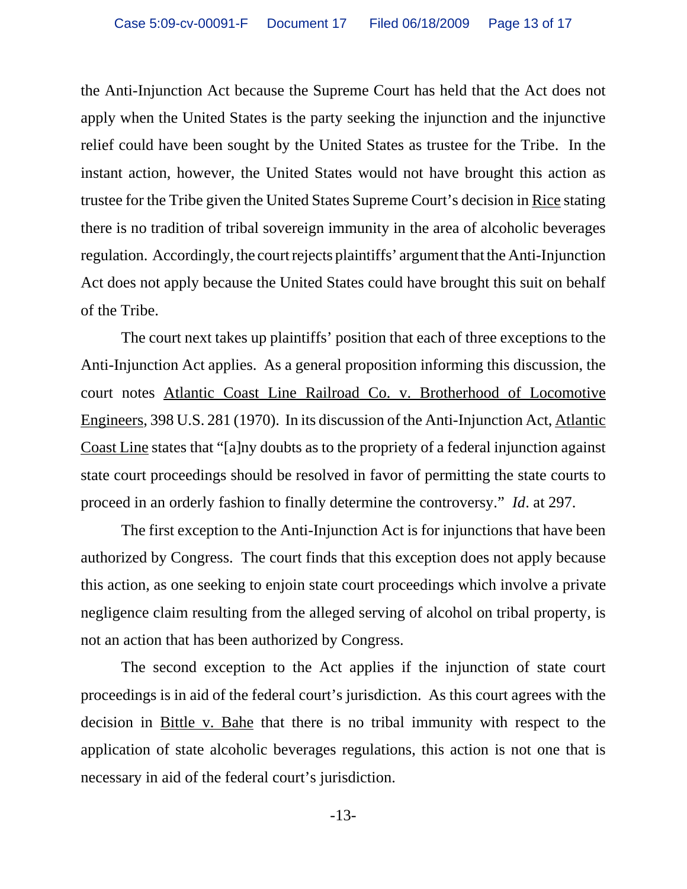the Anti-Injunction Act because the Supreme Court has held that the Act does not apply when the United States is the party seeking the injunction and the injunctive relief could have been sought by the United States as trustee for the Tribe. In the instant action, however, the United States would not have brought this action as trustee for the Tribe given the United States Supreme Court's decision in Rice stating there is no tradition of tribal sovereign immunity in the area of alcoholic beverages regulation. Accordingly, the court rejects plaintiffs' argument that the Anti-Injunction Act does not apply because the United States could have brought this suit on behalf of the Tribe.

The court next takes up plaintiffs' position that each of three exceptions to the Anti-Injunction Act applies. As a general proposition informing this discussion, the court notes Atlantic Coast Line Railroad Co. v. Brotherhood of Locomotive Engineers, 398 U.S. 281 (1970). In its discussion of the Anti-Injunction Act, Atlantic Coast Line states that "[a]ny doubts as to the propriety of a federal injunction against state court proceedings should be resolved in favor of permitting the state courts to proceed in an orderly fashion to finally determine the controversy." *Id*. at 297.

The first exception to the Anti-Injunction Act is for injunctions that have been authorized by Congress. The court finds that this exception does not apply because this action, as one seeking to enjoin state court proceedings which involve a private negligence claim resulting from the alleged serving of alcohol on tribal property, is not an action that has been authorized by Congress.

The second exception to the Act applies if the injunction of state court proceedings is in aid of the federal court's jurisdiction. As this court agrees with the decision in Bittle v. Bahe that there is no tribal immunity with respect to the application of state alcoholic beverages regulations, this action is not one that is necessary in aid of the federal court's jurisdiction.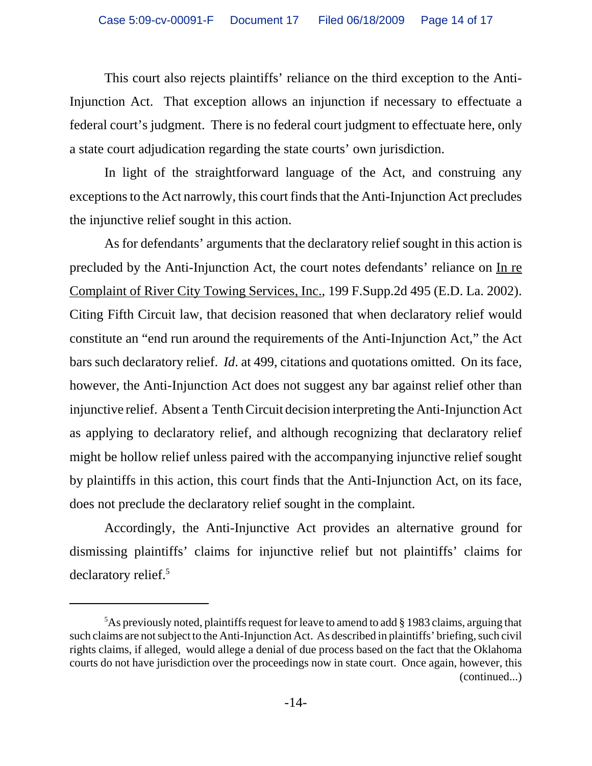This court also rejects plaintiffs' reliance on the third exception to the Anti-Injunction Act. That exception allows an injunction if necessary to effectuate a federal court's judgment. There is no federal court judgment to effectuate here, only a state court adjudication regarding the state courts' own jurisdiction.

In light of the straightforward language of the Act, and construing any exceptions to the Act narrowly, this court finds that the Anti-Injunction Act precludes the injunctive relief sought in this action.

As for defendants' arguments that the declaratory relief sought in this action is precluded by the Anti-Injunction Act, the court notes defendants' reliance on In re Complaint of River City Towing Services, Inc., 199 F.Supp.2d 495 (E.D. La. 2002). Citing Fifth Circuit law, that decision reasoned that when declaratory relief would constitute an "end run around the requirements of the Anti-Injunction Act," the Act bars such declaratory relief. *Id*. at 499, citations and quotations omitted. On its face, however, the Anti-Injunction Act does not suggest any bar against relief other than injunctive relief. Absent a Tenth Circuit decision interpreting the Anti-Injunction Act as applying to declaratory relief, and although recognizing that declaratory relief might be hollow relief unless paired with the accompanying injunctive relief sought by plaintiffs in this action, this court finds that the Anti-Injunction Act, on its face, does not preclude the declaratory relief sought in the complaint.

Accordingly, the Anti-Injunctive Act provides an alternative ground for dismissing plaintiffs' claims for injunctive relief but not plaintiffs' claims for declaratory relief.[5]

---

[5] As previously noted, plaintiffs request for leave to amend to add § 1983 claims, arguing that such claims are not subject to the Anti-Injunction Act. As described in plaintiffs' briefing, such civil rights claims, if alleged, would allege a denial of due process based on the fact that the Oklahoma courts do not have jurisdiction over the proceedings now in state court. Once again, however, this (continued...)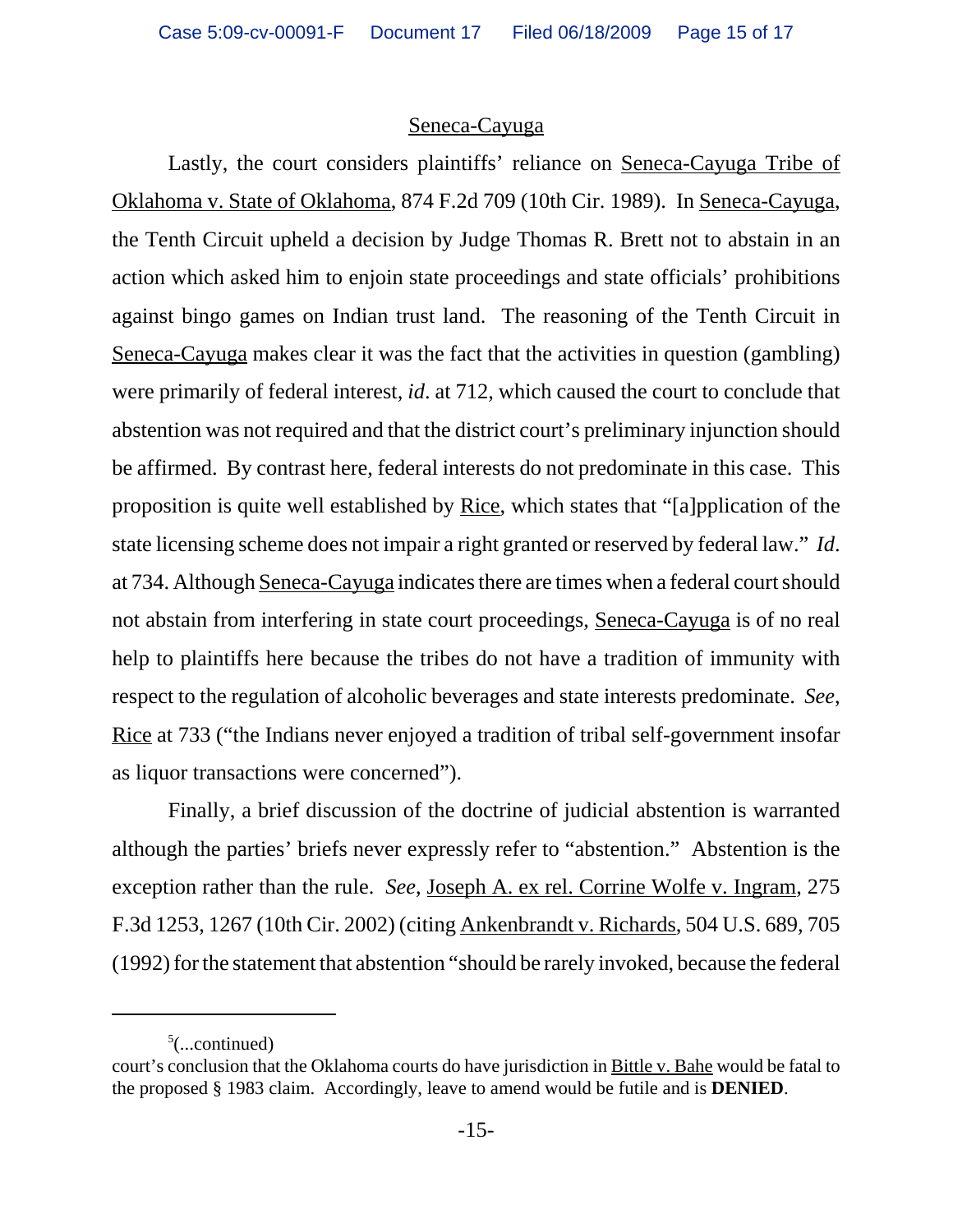Seneca-Cayuga

Lastly, the court considers plaintiffs' reliance on Seneca-Cayuga Tribe of Oklahoma v. State of Oklahoma, 874 F.2d 709 (10th Cir. 1989). In Seneca-Cayuga, the Tenth Circuit upheld a decision by Judge Thomas R. Brett not to abstain in an action which asked him to enjoin state proceedings and state officials' prohibitions against bingo games on Indian trust land. The reasoning of the Tenth Circuit in Seneca-Cayuga makes clear it was the fact that the activities in question (gambling) were primarily of federal interest, *id*. at 712, which caused the court to conclude that abstention was not required and that the district court's preliminary injunction should be affirmed. By contrast here, federal interests do not predominate in this case. This proposition is quite well established by Rice, which states that "[a]pplication of the state licensing scheme does not impair a right granted or reserved by federal law." *Id*. at 734. Although Seneca-Cayuga indicates there are times when a federal court should not abstain from interfering in state court proceedings, Seneca-Cayuga is of no real help to plaintiffs here because the tribes do not have a tradition of immunity with respect to the regulation of alcoholic beverages and state interests predominate. *See*, Rice at 733 ("the Indians never enjoyed a tradition of tribal self-government insofar as liquor transactions were concerned").

Finally, a brief discussion of the doctrine of judicial abstention is warranted although the parties' briefs never expressly refer to "abstention." Abstention is the exception rather than the rule. *See*, Joseph A. ex rel. Corrine Wolfe v. Ingram, 275 F.3d 1253, 1267 (10th Cir. 2002) (citing Ankenbrandt v. Richards, 504 U.S. 689, 705 (1992) for the statement that abstention "should be rarely invoked, because the federal

---

[5](...continued)
court's conclusion that the Oklahoma courts do have jurisdiction in Bittle v. Bahe would be fatal to the proposed § 1983 claim. Accordingly, leave to amend would be futile and is **DENIED**.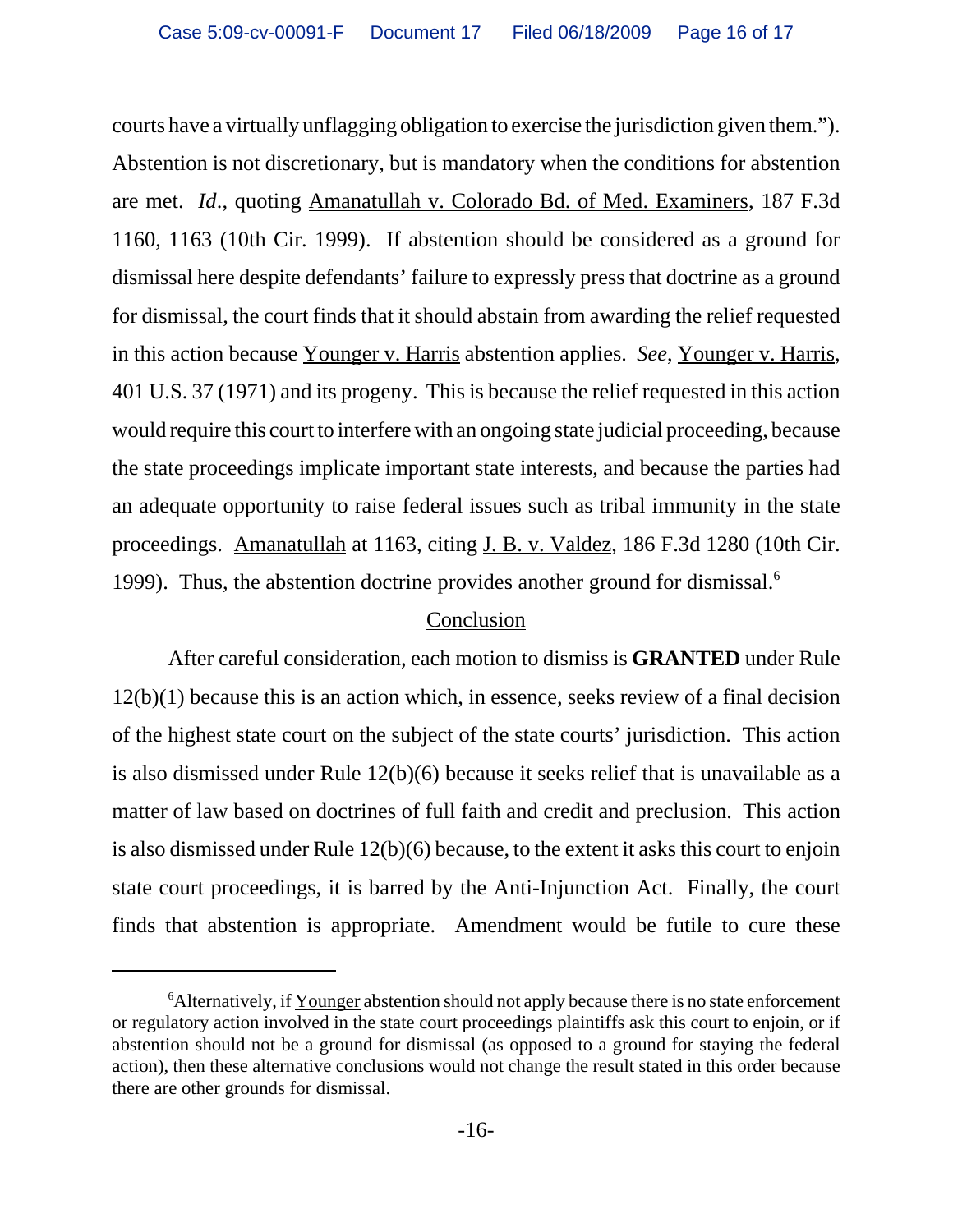courts have a virtually unflagging obligation to exercise the jurisdiction given them."). Abstention is not discretionary, but is mandatory when the conditions for abstention are met. *Id*., quoting Amanatullah v. Colorado Bd. of Med. Examiners, 187 F.3d 1160, 1163 (10th Cir. 1999). If abstention should be considered as a ground for dismissal here despite defendants' failure to expressly press that doctrine as a ground for dismissal, the court finds that it should abstain from awarding the relief requested in this action because Younger v. Harris abstention applies. *See*, Younger v. Harris, 401 U.S. 37 (1971) and its progeny. This is because the relief requested in this action would require this court to interfere with an ongoing state judicial proceeding, because the state proceedings implicate important state interests, and because the parties had an adequate opportunity to raise federal issues such as tribal immunity in the state proceedings. Amanatullah at 1163, citing J. B. v. Valdez, 186 F.3d 1280 (10th Cir. 1999). Thus, the abstention doctrine provides another ground for dismissal.[6]

## Conclusion

After careful consideration, each motion to dismiss is **GRANTED** under Rule 12(b)(1) because this is an action which, in essence, seeks review of a final decision of the highest state court on the subject of the state courts' jurisdiction. This action is also dismissed under Rule 12(b)(6) because it seeks relief that is unavailable as a matter of law based on doctrines of full faith and credit and preclusion. This action is also dismissed under Rule 12(b)(6) because, to the extent it asks this court to enjoin state court proceedings, it is barred by the Anti-Injunction Act. Finally, the court finds that abstention is appropriate. Amendment would be futile to cure these

---

[6]Alternatively, if Younger abstention should not apply because there is no state enforcement or regulatory action involved in the state court proceedings plaintiffs ask this court to enjoin, or if abstention should not be a ground for dismissal (as opposed to a ground for staying the federal action), then these alternative conclusions would not change the result stated in this order because there are other grounds for dismissal.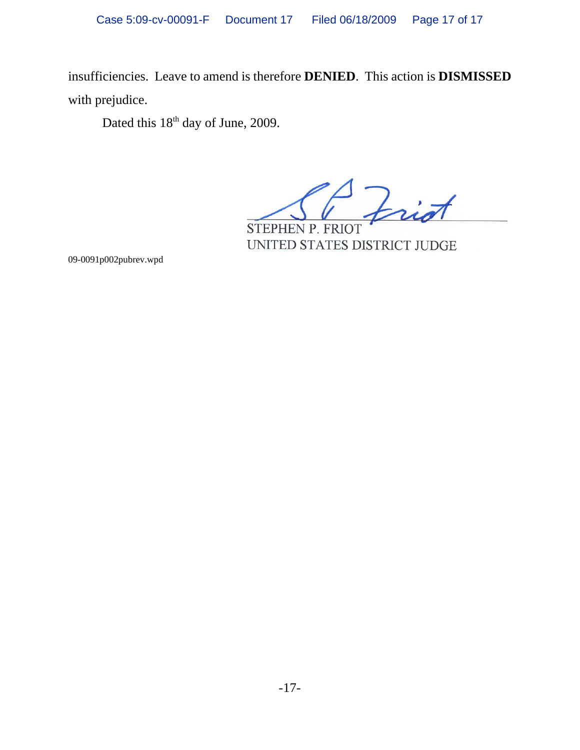insufficiencies. Leave to amend is therefore **DENIED**. This action is **DISMISSED** with prejudice.

Dated this 18th day of June, 2009.

STEPHEN P. FRIOT
UNITED STATES DISTRICT JUDGE

09-0091p002pubrev.wpd